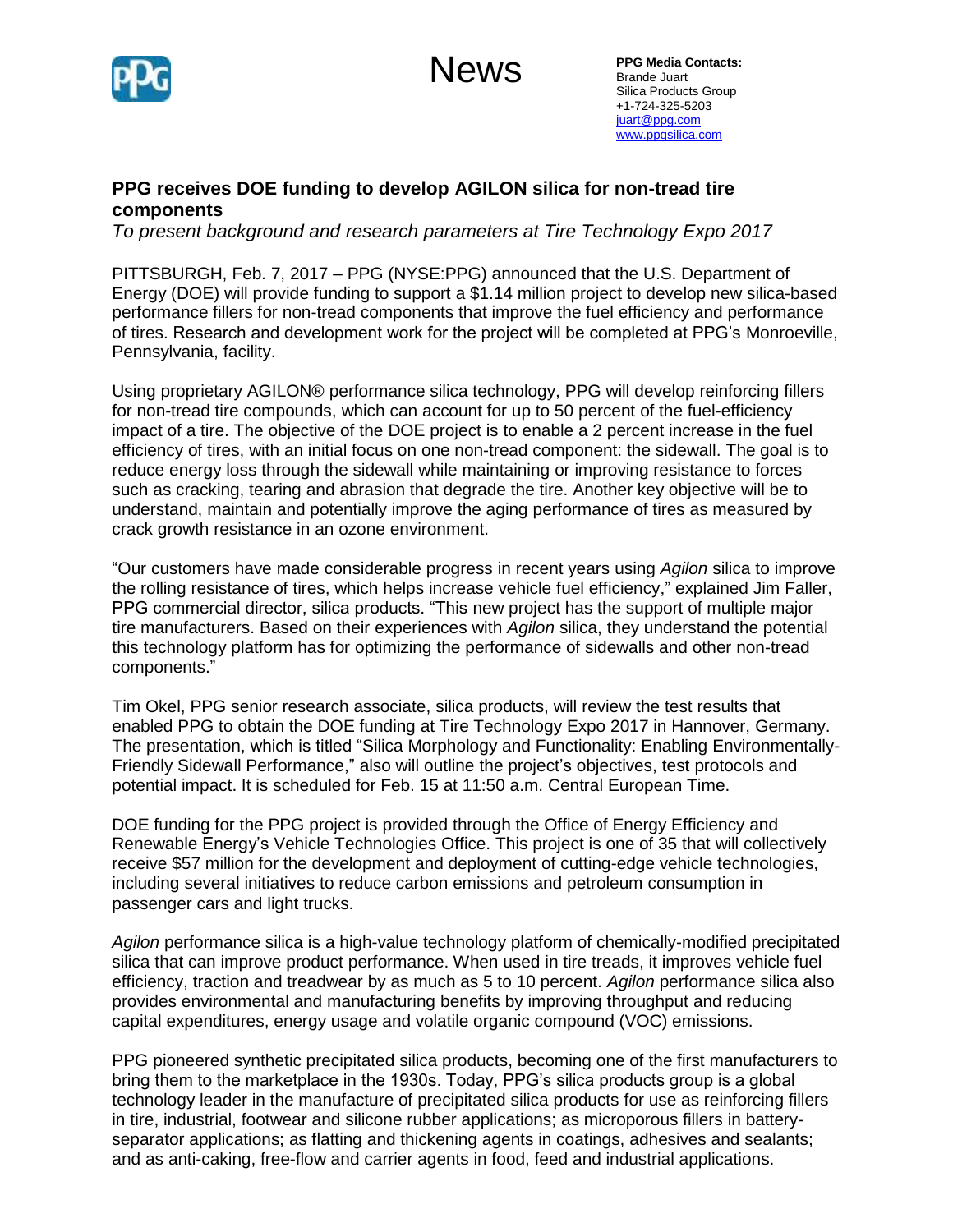News

**PPG Media Contacts:**
Brande Juart
Silica Products Group
+1-724-325-5203
juart@ppg.com
www.ppgsilica.com

## PPG receives DOE funding to develop AGILON silica for non-tread tire components

*To present background and research parameters at Tire Technology Expo 2017*

PITTSBURGH, Feb. 7, 2017 – PPG (NYSE:PPG) announced that the U.S. Department of Energy (DOE) will provide funding to support a $1.14 million project to develop new silica-based performance fillers for non-tread components that improve the fuel efficiency and performance of tires. Research and development work for the project will be completed at PPG's Monroeville, Pennsylvania, facility.

Using proprietary AGILON® performance silica technology, PPG will develop reinforcing fillers for non-tread tire compounds, which can account for up to 50 percent of the fuel-efficiency impact of a tire. The objective of the DOE project is to enable a 2 percent increase in the fuel efficiency of tires, with an initial focus on one non-tread component: the sidewall. The goal is to reduce energy loss through the sidewall while maintaining or improving resistance to forces such as cracking, tearing and abrasion that degrade the tire. Another key objective will be to understand, maintain and potentially improve the aging performance of tires as measured by crack growth resistance in an ozone environment.

"Our customers have made considerable progress in recent years using *Agilon* silica to improve the rolling resistance of tires, which helps increase vehicle fuel efficiency," explained Jim Faller, PPG commercial director, silica products. "This new project has the support of multiple major tire manufacturers. Based on their experiences with *Agilon* silica, they understand the potential this technology platform has for optimizing the performance of sidewalls and other non-tread components."

Tim Okel, PPG senior research associate, silica products, will review the test results that enabled PPG to obtain the DOE funding at Tire Technology Expo 2017 in Hannover, Germany. The presentation, which is titled "Silica Morphology and Functionality: Enabling Environmentally-Friendly Sidewall Performance," also will outline the project's objectives, test protocols and potential impact. It is scheduled for Feb. 15 at 11:50 a.m. Central European Time.

DOE funding for the PPG project is provided through the Office of Energy Efficiency and Renewable Energy's Vehicle Technologies Office. This project is one of 35 that will collectively receive $57 million for the development and deployment of cutting-edge vehicle technologies, including several initiatives to reduce carbon emissions and petroleum consumption in passenger cars and light trucks.

*Agilon* performance silica is a high-value technology platform of chemically-modified precipitated silica that can improve product performance. When used in tire treads, it improves vehicle fuel efficiency, traction and treadwear by as much as 5 to 10 percent. *Agilon* performance silica also provides environmental and manufacturing benefits by improving throughput and reducing capital expenditures, energy usage and volatile organic compound (VOC) emissions.

PPG pioneered synthetic precipitated silica products, becoming one of the first manufacturers to bring them to the marketplace in the 1930s. Today, PPG's silica products group is a global technology leader in the manufacture of precipitated silica products for use as reinforcing fillers in tire, industrial, footwear and silicone rubber applications; as microporous fillers in battery-separator applications; as flatting and thickening agents in coatings, adhesives and sealants; and as anti-caking, free-flow and carrier agents in food, feed and industrial applications.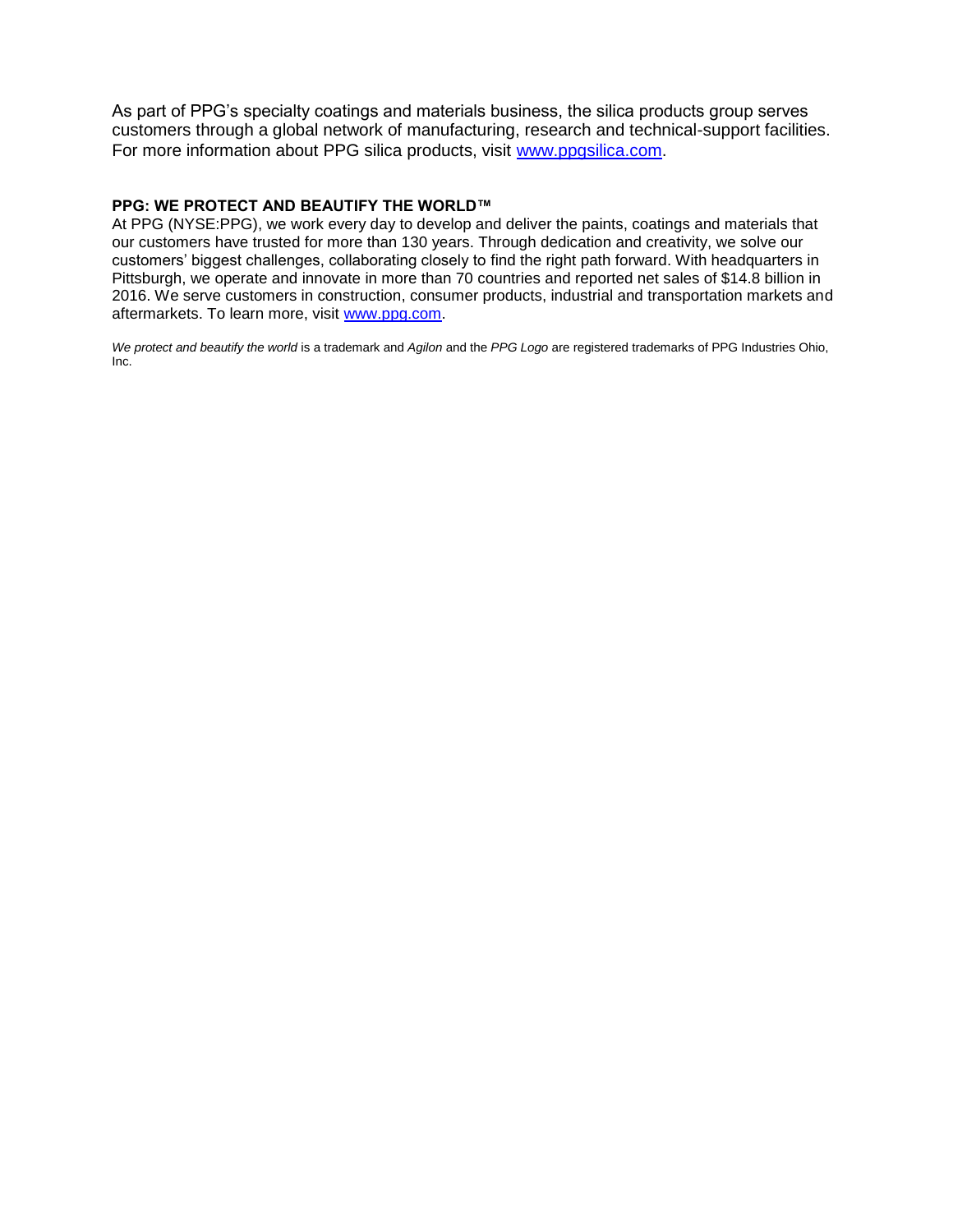As part of PPG's specialty coatings and materials business, the silica products group serves customers through a global network of manufacturing, research and technical-support facilities. For more information about PPG silica products, visit www.ppgsilica.com.

**PPG: WE PROTECT AND BEAUTIFY THE WORLD™**

At PPG (NYSE:PPG), we work every day to develop and deliver the paints, coatings and materials that our customers have trusted for more than 130 years. Through dedication and creativity, we solve our customers' biggest challenges, collaborating closely to find the right path forward. With headquarters in Pittsburgh, we operate and innovate in more than 70 countries and reported net sales of $14.8 billion in 2016. We serve customers in construction, consumer products, industrial and transportation markets and aftermarkets. To learn more, visit www.ppg.com.

*We protect and beautify the world* is a trademark and *Agilon* and the *PPG Logo* are registered trademarks of PPG Industries Ohio, Inc.